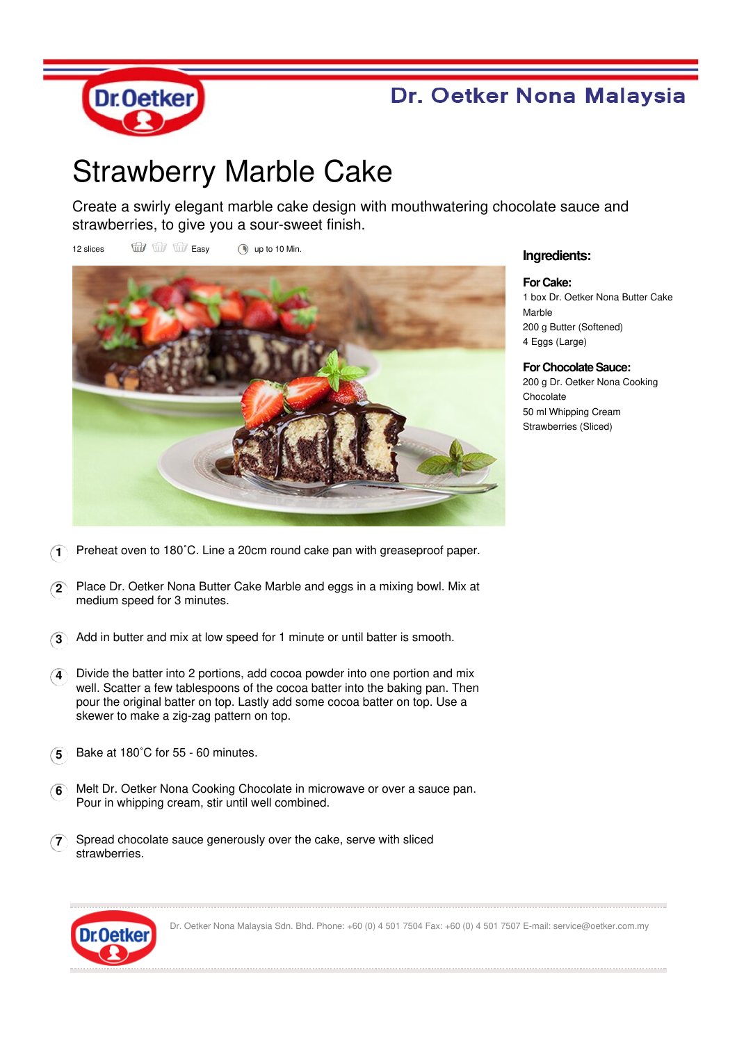Dr. Oetker Nona Malaysia

# Strawberry Marble Cake

Create a swirly elegant marble cake design with mouthwatering chocolate sauce and strawberries, to give you a sour-sweet finish.

12 slices | Easy | up to 10 Min.

## Ingredients:

**For Cake:**

1 box Dr. Oetker Nona Butter Cake Marble
200 g Butter (Softened)
4 Eggs (Large)

**For Chocolate Sauce:**

200 g Dr. Oetker Nona Cooking Chocolate
50 ml Whipping Cream
Strawberries (Sliced)

1. Preheat oven to 180˚C. Line a 20cm round cake pan with greaseproof paper.

2. Place Dr. Oetker Nona Butter Cake Marble and eggs in a mixing bowl. Mix at medium speed for 3 minutes.

3. Add in butter and mix at low speed for 1 minute or until batter is smooth.

4. Divide the batter into 2 portions, add cocoa powder into one portion and mix well. Scatter a few tablespoons of the cocoa batter into the baking pan. Then pour the original batter on top. Lastly add some cocoa batter on top. Use a skewer to make a zig-zag pattern on top.

5. Bake at 180˚C for 55 - 60 minutes.

6. Melt Dr. Oetker Nona Cooking Chocolate in microwave or over a sauce pan. Pour in whipping cream, stir until well combined.

7. Spread chocolate sauce generously over the cake, serve with sliced strawberries.

Dr. Oetker Nona Malaysia Sdn. Bhd. Phone: +60 (0) 4 501 7504 Fax: +60 (0) 4 501 7507 E-mail: service@oetker.com.my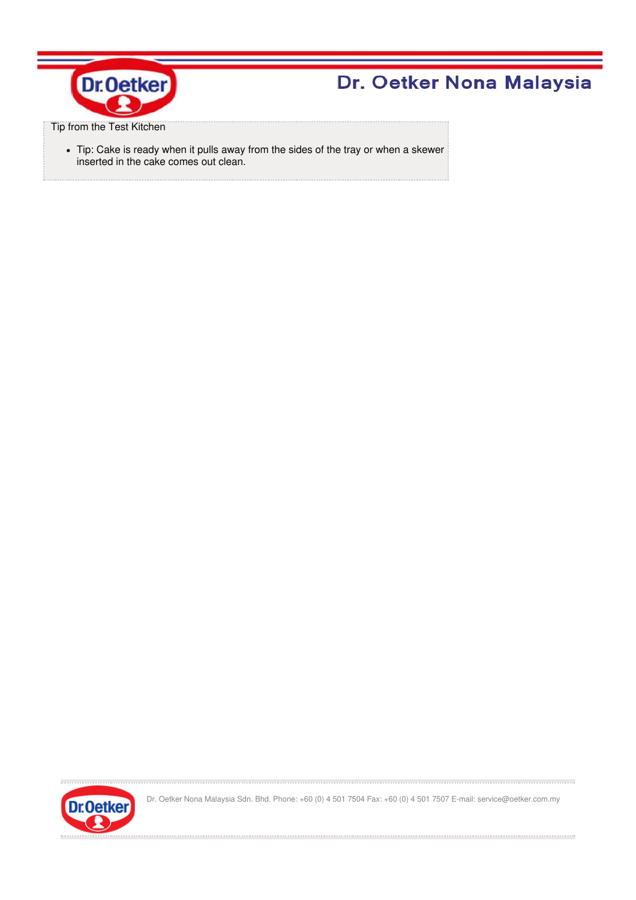Tip from the Test Kitchen

- Tip: Cake is ready when it pulls away from the sides of the tray or when a skewer inserted in the cake comes out clean.